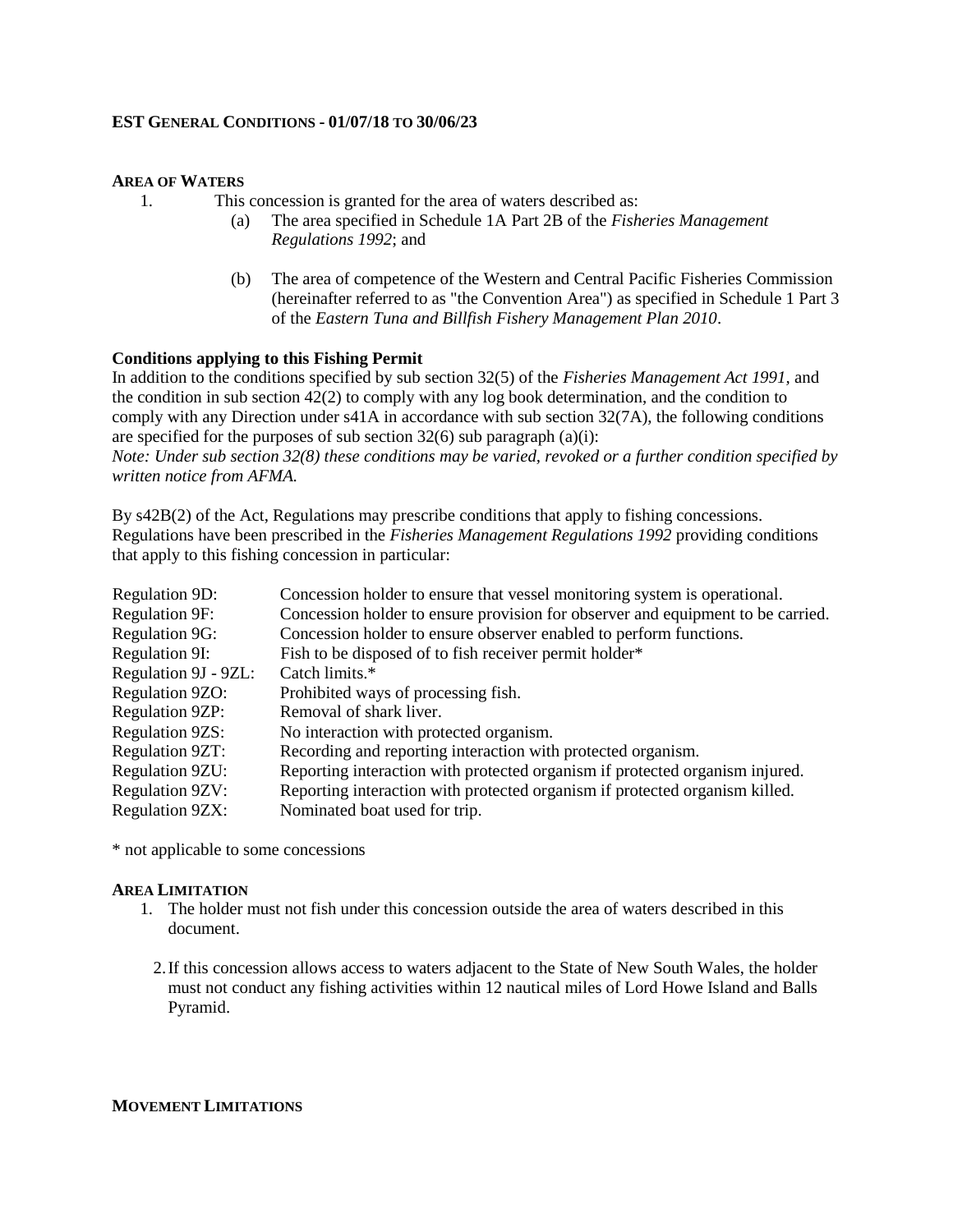## EST GENERAL CONDITIONS - 01/07/18 TO 30/06/23

### AREA OF WATERS

1. This concession is granted for the area of waters described as:
   - (a) The area specified in Schedule 1A Part 2B of the *Fisheries Management Regulations 1992*; and
   - (b) The area of competence of the Western and Central Pacific Fisheries Commission (hereinafter referred to as "the Convention Area") as specified in Schedule 1 Part 3 of the *Eastern Tuna and Billfish Fishery Management Plan 2010*.

**Conditions applying to this Fishing Permit**

In addition to the conditions specified by sub section 32(5) of the *Fisheries Management Act 1991,* and the condition in sub section 42(2) to comply with any log book determination, and the condition to comply with any Direction under s41A in accordance with sub section 32(7A), the following conditions are specified for the purposes of sub section 32(6) sub paragraph (a)(i):

*Note: Under sub section 32(8) these conditions may be varied, revoked or a further condition specified by written notice from AFMA.*

By s42B(2) of the Act, Regulations may prescribe conditions that apply to fishing concessions. Regulations have been prescribed in the *Fisheries Management Regulations 1992* providing conditions that apply to this fishing concession in particular:

| | |
|---|---|
| Regulation 9D: | Concession holder to ensure that vessel monitoring system is operational. |
| Regulation 9F: | Concession holder to ensure provision for observer and equipment to be carried. |
| Regulation 9G: | Concession holder to ensure observer enabled to perform functions. |
| Regulation 9I: | Fish to be disposed of to fish receiver permit holder* |
| Regulation 9J - 9ZL: | Catch limits.* |
| Regulation 9ZO: | Prohibited ways of processing fish. |
| Regulation 9ZP: | Removal of shark liver. |
| Regulation 9ZS: | No interaction with protected organism. |
| Regulation 9ZT: | Recording and reporting interaction with protected organism. |
| Regulation 9ZU: | Reporting interaction with protected organism if protected organism injured. |
| Regulation 9ZV: | Reporting interaction with protected organism if protected organism killed. |
| Regulation 9ZX: | Nominated boat used for trip. |

* not applicable to some concessions

### AREA LIMITATION

1. The holder must not fish under this concession outside the area of waters described in this document.
2. If this concession allows access to waters adjacent to the State of New South Wales, the holder must not conduct any fishing activities within 12 nautical miles of Lord Howe Island and Balls Pyramid.

### MOVEMENT LIMITATIONS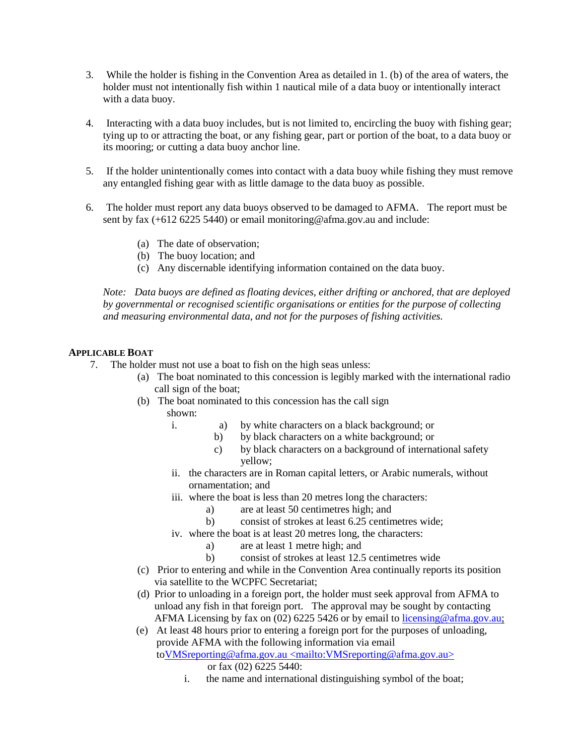3. While the holder is fishing in the Convention Area as detailed in 1. (b) of the area of waters, the holder must not intentionally fish within 1 nautical mile of a data buoy or intentionally interact with a data buoy.

4. Interacting with a data buoy includes, but is not limited to, encircling the buoy with fishing gear; tying up to or attracting the boat, or any fishing gear, part or portion of the boat, to a data buoy or its mooring; or cutting a data buoy anchor line.

5. If the holder unintentionally comes into contact with a data buoy while fishing they must remove any entangled fishing gear with as little damage to the data buoy as possible.

6. The holder must report any data buoys observed to be damaged to AFMA. The report must be sent by fax (+612 6225 5440) or email monitoring@afma.gov.au and include:

   (a) The date of observation;
   (b) The buoy location; and
   (c) Any discernable identifying information contained on the data buoy.

   *Note: Data buoys are defined as floating devices, either drifting or anchored, that are deployed by governmental or recognised scientific organisations or entities for the purpose of collecting and measuring environmental data, and not for the purposes of fishing activities.*

**APPLICABLE BOAT**

7. The holder must not use a boat to fish on the high seas unless:
   (a) The boat nominated to this concession is legibly marked with the international radio call sign of the boat;
   (b) The boat nominated to this concession has the call sign shown:
      i. a) by white characters on a black background; or
         b) by black characters on a white background; or
         c) by black characters on a background of international safety yellow;
      ii. the characters are in Roman capital letters, or Arabic numerals, without ornamentation; and
      iii. where the boat is less than 20 metres long the characters:
         a) are at least 50 centimetres high; and
         b) consist of strokes at least 6.25 centimetres wide;
      iv. where the boat is at least 20 metres long, the characters:
         a) are at least 1 metre high; and
         b) consist of strokes at least 12.5 centimetres wide
   (c) Prior to entering and while in the Convention Area continually reports its position via satellite to the WCPFC Secretariat;
   (d) Prior to unloading in a foreign port, the holder must seek approval from AFMA to unload any fish in that foreign port. The approval may be sought by contacting AFMA Licensing by fax on (02) 6225 5426 or by email to licensing@afma.gov.au;
   (e) At least 48 hours prior to entering a foreign port for the purposes of unloading, provide AFMA with the following information via email toVMSreporting@afma.gov.au <mailto:VMSreporting@afma.gov.au> or fax (02) 6225 5440:
      i. the name and international distinguishing symbol of the boat;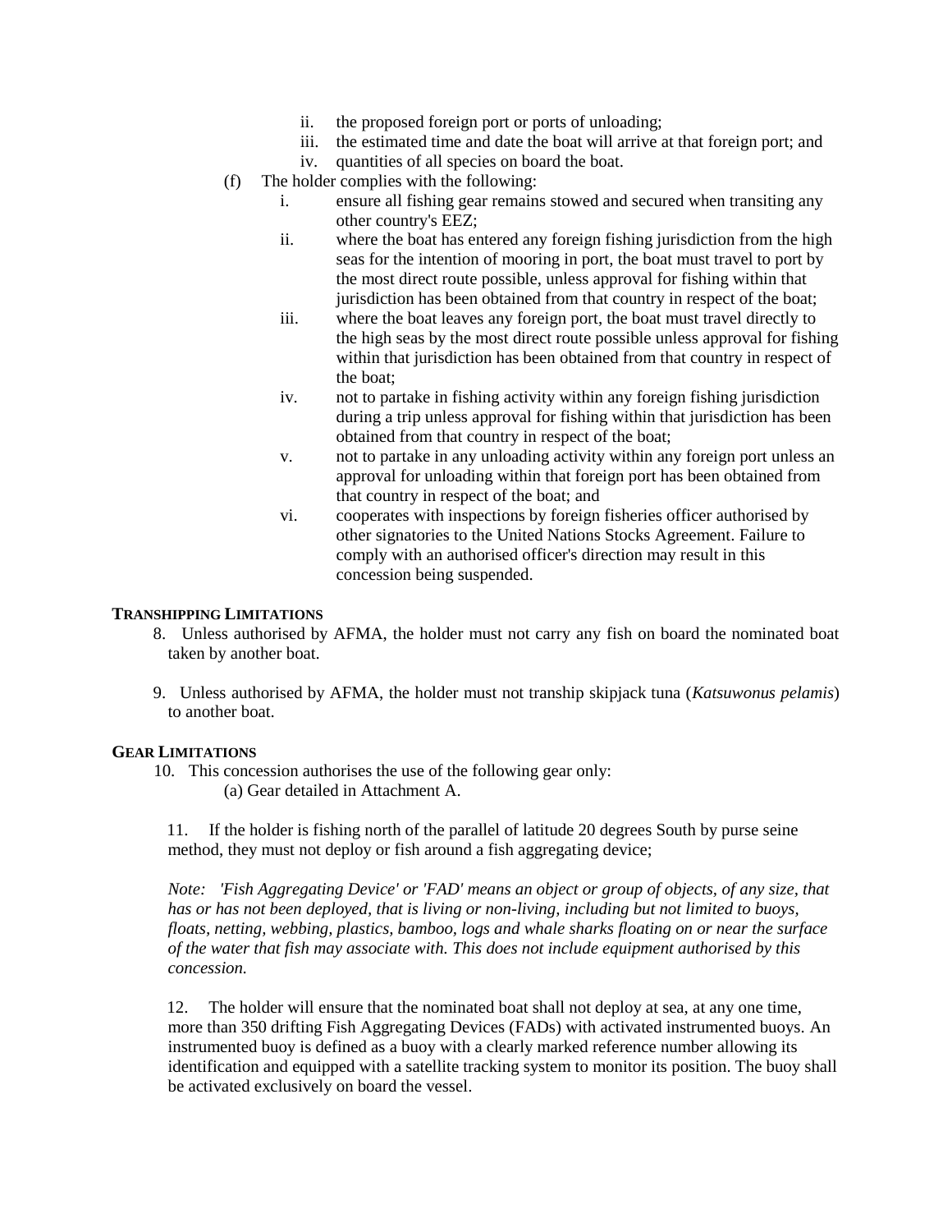ii. the proposed foreign port or ports of unloading;
   iii. the estimated time and date the boat will arrive at that foreign port; and
   iv. quantities of all species on board the boat.

(f) The holder complies with the following:

   i. ensure all fishing gear remains stowed and secured when transiting any other country's EEZ;
   ii. where the boat has entered any foreign fishing jurisdiction from the high seas for the intention of mooring in port, the boat must travel to port by the most direct route possible, unless approval for fishing within that jurisdiction has been obtained from that country in respect of the boat;
   iii. where the boat leaves any foreign port, the boat must travel directly to the high seas by the most direct route possible unless approval for fishing within that jurisdiction has been obtained from that country in respect of the boat;
   iv. not to partake in fishing activity within any foreign fishing jurisdiction during a trip unless approval for fishing within that jurisdiction has been obtained from that country in respect of the boat;
   v. not to partake in any unloading activity within any foreign port unless an approval for unloading within that foreign port has been obtained from that country in respect of the boat; and
   vi. cooperates with inspections by foreign fisheries officer authorised by other signatories to the United Nations Stocks Agreement. Failure to comply with an authorised officer's direction may result in this concession being suspended.

**TRANSHIPPING LIMITATIONS**

8. Unless authorised by AFMA, the holder must not carry any fish on board the nominated boat taken by another boat.

9. Unless authorised by AFMA, the holder must not tranship skipjack tuna (*Katsuwonus pelamis*) to another boat.

**GEAR LIMITATIONS**

10. This concession authorises the use of the following gear only:
    (a) Gear detailed in Attachment A.

11. If the holder is fishing north of the parallel of latitude 20 degrees South by purse seine method, they must not deploy or fish around a fish aggregating device;

*Note: 'Fish Aggregating Device' or 'FAD' means an object or group of objects, of any size, that has or has not been deployed, that is living or non-living, including but not limited to buoys, floats, netting, webbing, plastics, bamboo, logs and whale sharks floating on or near the surface of the water that fish may associate with. This does not include equipment authorised by this concession.*

12. The holder will ensure that the nominated boat shall not deploy at sea, at any one time, more than 350 drifting Fish Aggregating Devices (FADs) with activated instrumented buoys. An instrumented buoy is defined as a buoy with a clearly marked reference number allowing its identification and equipped with a satellite tracking system to monitor its position. The buoy shall be activated exclusively on board the vessel.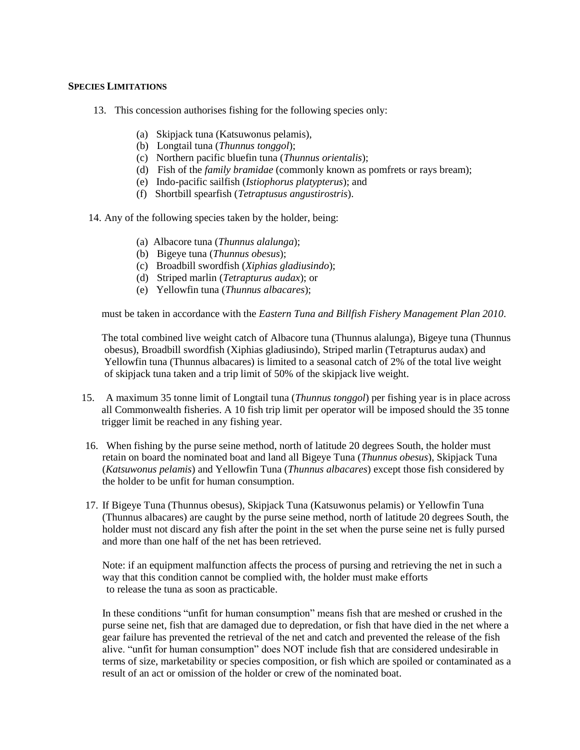**SPECIES LIMITATIONS**

13. This concession authorises fishing for the following species only:

    (a) Skipjack tuna (Katsuwonus pelamis),
    (b) Longtail tuna (*Thunnus tonggol*);
    (c) Northern pacific bluefin tuna (*Thunnus orientalis*);
    (d) Fish of the *family bramidae* (commonly known as pomfrets or rays bream);
    (e) Indo-pacific sailfish (*Istiophorus platypterus*); and
    (f) Shortbill spearfish (*Tetraptusus angustirostris*).

14. Any of the following species taken by the holder, being:

    (a) Albacore tuna (*Thunnus alalunga*);
    (b) Bigeye tuna (*Thunnus obesus*);
    (c) Broadbill swordfish (*Xiphias gladiusindo*);
    (d) Striped marlin (*Tetrapturus audax*); or
    (e) Yellowfin tuna (*Thunnus albacares*);

    must be taken in accordance with the *Eastern Tuna and Billfish Fishery Management Plan 2010*.

    The total combined live weight catch of Albacore tuna (Thunnus alalunga), Bigeye tuna (Thunnus obesus), Broadbill swordfish (Xiphias gladiusindo), Striped marlin (Tetrapturus audax) and Yellowfin tuna (Thunnus albacares) is limited to a seasonal catch of 2% of the total live weight of skipjack tuna taken and a trip limit of 50% of the skipjack live weight.

15. A maximum 35 tonne limit of Longtail tuna (*Thunnus tonggol*) per fishing year is in place across all Commonwealth fisheries. A 10 fish trip limit per operator will be imposed should the 35 tonne trigger limit be reached in any fishing year.

16. When fishing by the purse seine method, north of latitude 20 degrees South, the holder must retain on board the nominated boat and land all Bigeye Tuna (*Thunnus obesus*), Skipjack Tuna (*Katsuwonus pelamis*) and Yellowfin Tuna (*Thunnus albacares*) except those fish considered by the holder to be unfit for human consumption.

17. If Bigeye Tuna (Thunnus obesus), Skipjack Tuna (Katsuwonus pelamis) or Yellowfin Tuna (Thunnus albacares) are caught by the purse seine method, north of latitude 20 degrees South, the holder must not discard any fish after the point in the set when the purse seine net is fully pursed and more than one half of the net has been retrieved.

    Note: if an equipment malfunction affects the process of pursing and retrieving the net in such a way that this condition cannot be complied with, the holder must make efforts to release the tuna as soon as practicable.

    In these conditions "unfit for human consumption" means fish that are meshed or crushed in the purse seine net, fish that are damaged due to depredation, or fish that have died in the net where a gear failure has prevented the retrieval of the net and catch and prevented the release of the fish alive. "unfit for human consumption" does NOT include fish that are considered undesirable in terms of size, marketability or species composition, or fish which are spoiled or contaminated as a result of an act or omission of the holder or crew of the nominated boat.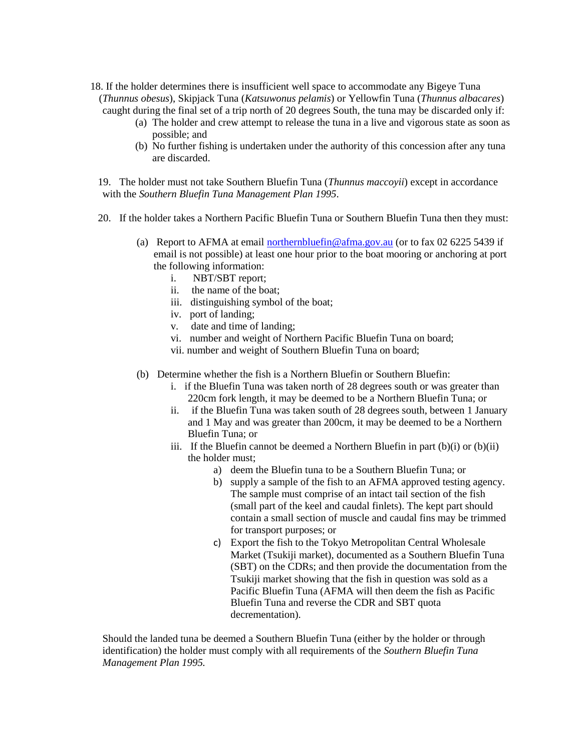18. If the holder determines there is insufficient well space to accommodate any Bigeye Tuna (*Thunnus obesus*), Skipjack Tuna (*Katsuwonus pelamis*) or Yellowfin Tuna (*Thunnus albacares*) caught during the final set of a trip north of 20 degrees South, the tuna may be discarded only if:
    - (a) The holder and crew attempt to release the tuna in a live and vigorous state as soon as possible; and
    - (b) No further fishing is undertaken under the authority of this concession after any tuna are discarded.

19. The holder must not take Southern Bluefin Tuna (*Thunnus maccoyii*) except in accordance with the *Southern Bluefin Tuna Management Plan 1995*.

20. If the holder takes a Northern Pacific Bluefin Tuna or Southern Bluefin Tuna then they must:

    (a) Report to AFMA at email [northernbluefin@afma.gov.au](mailto:northernbluefin@afma.gov.au) (or to fax 02 6225 5439 if email is not possible) at least one hour prior to the boat mooring or anchoring at port the following information:
    - i. NBT/SBT report;
    - ii. the name of the boat;
    - iii. distinguishing symbol of the boat;
    - iv. port of landing;
    - v. date and time of landing;
    - vi. number and weight of Northern Pacific Bluefin Tuna on board;
    - vii. number and weight of Southern Bluefin Tuna on board;

    (b) Determine whether the fish is a Northern Bluefin or Southern Bluefin:
    - i. if the Bluefin Tuna was taken north of 28 degrees south or was greater than 220cm fork length, it may be deemed to be a Northern Bluefin Tuna; or
    - ii. if the Bluefin Tuna was taken south of 28 degrees south, between 1 January and 1 May and was greater than 200cm, it may be deemed to be a Northern Bluefin Tuna; or
    - iii. If the Bluefin cannot be deemed a Northern Bluefin in part (b)(i) or (b)(ii) the holder must;
        - a) deem the Bluefin tuna to be a Southern Bluefin Tuna; or
        - b) supply a sample of the fish to an AFMA approved testing agency. The sample must comprise of an intact tail section of the fish (small part of the keel and caudal finlets). The kept part should contain a small section of muscle and caudal fins may be trimmed for transport purposes; or
        - c) Export the fish to the Tokyo Metropolitan Central Wholesale Market (Tsukiji market), documented as a Southern Bluefin Tuna (SBT) on the CDRs; and then provide the documentation from the Tsukiji market showing that the fish in question was sold as a Pacific Bluefin Tuna (AFMA will then deem the fish as Pacific Bluefin Tuna and reverse the CDR and SBT quota decrementation).

Should the landed tuna be deemed a Southern Bluefin Tuna (either by the holder or through identification) the holder must comply with all requirements of the *Southern Bluefin Tuna Management Plan 1995.*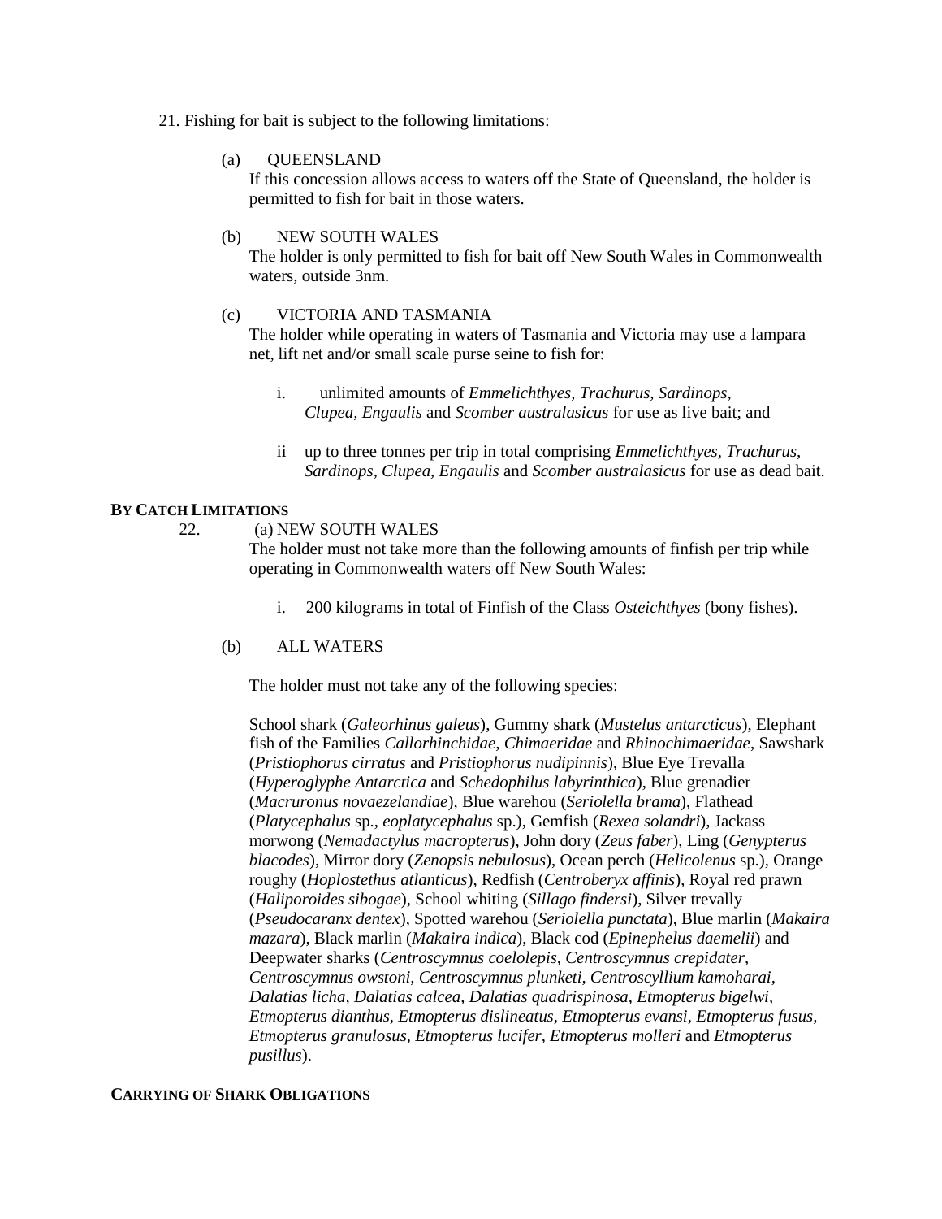21. Fishing for bait is subject to the following limitations:

(a) QUEENSLAND
If this concession allows access to waters off the State of Queensland, the holder is permitted to fish for bait in those waters.

(b) NEW SOUTH WALES
The holder is only permitted to fish for bait off New South Wales in Commonwealth waters, outside 3nm.

(c) VICTORIA AND TASMANIA
The holder while operating in waters of Tasmania and Victoria may use a lampara net, lift net and/or small scale purse seine to fish for:

i. unlimited amounts of *Emmelichthyes, Trachurus, Sardinops, Clupea, Engaulis* and *Scomber australasicus* for use as live bait; and

ii up to three tonnes per trip in total comprising *Emmelichthyes, Trachurus, Sardinops, Clupea, Engaulis* and *Scomber australasicus* for use as dead bait.

**BY CATCH LIMITATIONS**

22. (a) NEW SOUTH WALES
The holder must not take more than the following amounts of finfish per trip while operating in Commonwealth waters off New South Wales:

i. 200 kilograms in total of Finfish of the Class *Osteichthyes* (bony fishes).

(b) ALL WATERS

The holder must not take any of the following species:

School shark (*Galeorhinus galeus*), Gummy shark (*Mustelus antarcticus*), Elephant fish of the Families *Callorhinchidae, Chimaeridae* and *Rhinochimaeridae*, Sawshark (*Pristiophorus cirratus* and *Pristiophorus nudipinnis*), Blue Eye Trevalla (*Hyperoglyphe Antarctica* and *Schedophilus labyrinthica*), Blue grenadier (*Macruronus novaezelandiae*), Blue warehou (*Seriolella brama*), Flathead (*Platycephalus* sp., *eoplatycephalus* sp.), Gemfish (*Rexea solandri*), Jackass morwong (*Nemadactylus macropterus*), John dory (*Zeus faber*), Ling (*Genypterus blacodes*), Mirror dory (*Zenopsis nebulosus*), Ocean perch (*Helicolenus* sp.), Orange roughy (*Hoplostethus atlanticus*), Redfish (*Centroberyx affinis*), Royal red prawn (*Haliporoides sibogae*), School whiting (*Sillago findersi*), Silver trevally (*Pseudocaranx dentex*), Spotted warehou (*Seriolella punctata*), Blue marlin (*Makaira mazara*), Black marlin (*Makaira indica*), Black cod (*Epinephelus daemelii*) and Deepwater sharks (*Centroscymnus coelolepis, Centroscymnus crepidater, Centroscymnus owstoni, Centroscymnus plunketi, Centroscyllium kamoharai, Dalatias licha, Dalatias calcea, Dalatias quadrispinosa, Etmopterus bigelwi, Etmopterus dianthus, Etmopterus dislineatus, Etmopterus evansi, Etmopterus fusus, Etmopterus granulosus, Etmopterus lucifer, Etmopterus molleri* and *Etmopterus pusillus*).

**CARRYING OF SHARK OBLIGATIONS**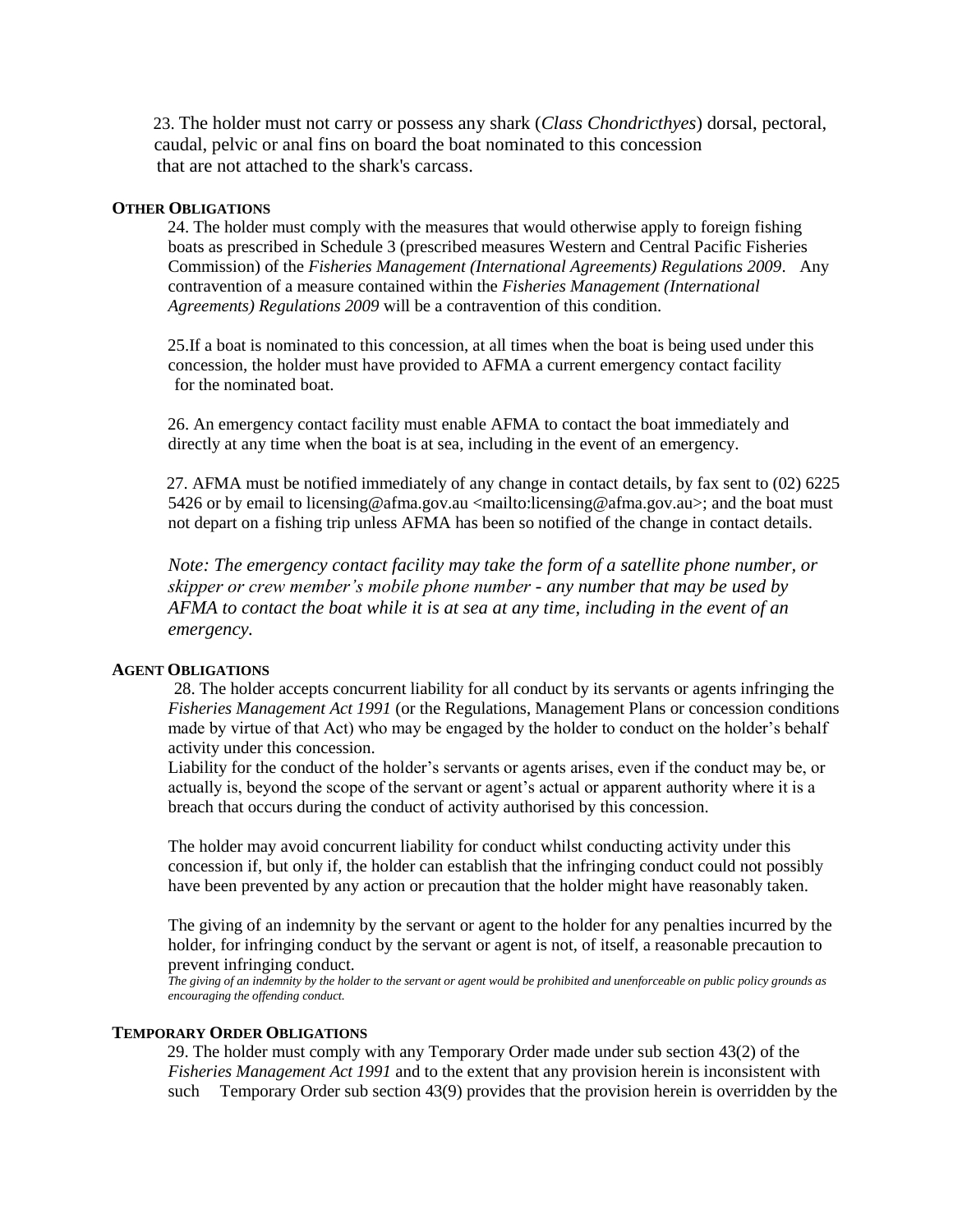23. The holder must not carry or possess any shark (*Class Chondricthyes*) dorsal, pectoral, caudal, pelvic or anal fins on board the boat nominated to this concession that are not attached to the shark's carcass.

**OTHER OBLIGATIONS**

24. The holder must comply with the measures that would otherwise apply to foreign fishing boats as prescribed in Schedule 3 (prescribed measures Western and Central Pacific Fisheries Commission) of the *Fisheries Management (International Agreements) Regulations 2009*. Any contravention of a measure contained within the *Fisheries Management (International Agreements) Regulations 2009* will be a contravention of this condition.

25.If a boat is nominated to this concession, at all times when the boat is being used under this concession, the holder must have provided to AFMA a current emergency contact facility for the nominated boat.

26. An emergency contact facility must enable AFMA to contact the boat immediately and directly at any time when the boat is at sea, including in the event of an emergency.

27. AFMA must be notified immediately of any change in contact details, by fax sent to (02) 6225 5426 or by email to licensing@afma.gov.au <mailto:licensing@afma.gov.au>; and the boat must not depart on a fishing trip unless AFMA has been so notified of the change in contact details.

*Note: The emergency contact facility may take the form of a satellite phone number, or skipper or crew member's mobile phone number - any number that may be used by AFMA to contact the boat while it is at sea at any time, including in the event of an emergency.*

**AGENT OBLIGATIONS**

28. The holder accepts concurrent liability for all conduct by its servants or agents infringing the *Fisheries Management Act 1991* (or the Regulations, Management Plans or concession conditions made by virtue of that Act) who may be engaged by the holder to conduct on the holder's behalf activity under this concession.
Liability for the conduct of the holder's servants or agents arises, even if the conduct may be, or actually is, beyond the scope of the servant or agent's actual or apparent authority where it is a breach that occurs during the conduct of activity authorised by this concession.

The holder may avoid concurrent liability for conduct whilst conducting activity under this concession if, but only if, the holder can establish that the infringing conduct could not possibly have been prevented by any action or precaution that the holder might have reasonably taken.

The giving of an indemnity by the servant or agent to the holder for any penalties incurred by the holder, for infringing conduct by the servant or agent is not, of itself, a reasonable precaution to prevent infringing conduct.
*The giving of an indemnity by the holder to the servant or agent would be prohibited and unenforceable on public policy grounds as encouraging the offending conduct.*

**TEMPORARY ORDER OBLIGATIONS**

29. The holder must comply with any Temporary Order made under sub section 43(2) of the *Fisheries Management Act 1991* and to the extent that any provision herein is inconsistent with such Temporary Order sub section 43(9) provides that the provision herein is overridden by the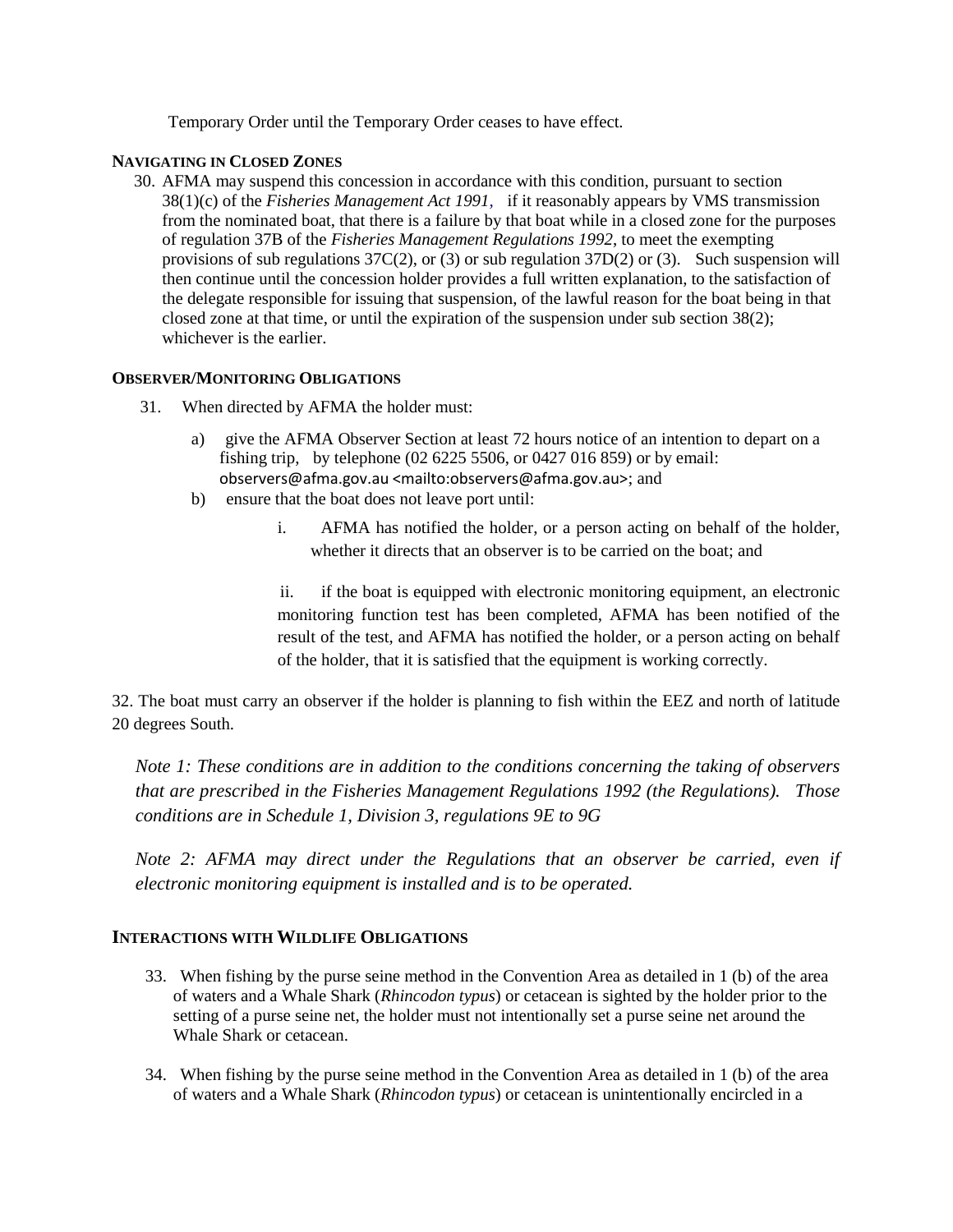Temporary Order until the Temporary Order ceases to have effect.

**NAVIGATING IN CLOSED ZONES**

30. AFMA may suspend this concession in accordance with this condition, pursuant to section 38(1)(c) of the *Fisheries Management Act 1991*, if it reasonably appears by VMS transmission from the nominated boat, that there is a failure by that boat while in a closed zone for the purposes of regulation 37B of the *Fisheries Management Regulations 1992*, to meet the exempting provisions of sub regulations 37C(2), or (3) or sub regulation 37D(2) or (3). Such suspension will then continue until the concession holder provides a full written explanation, to the satisfaction of the delegate responsible for issuing that suspension, of the lawful reason for the boat being in that closed zone at that time, or until the expiration of the suspension under sub section 38(2); whichever is the earlier.

**OBSERVER/MONITORING OBLIGATIONS**

31. When directed by AFMA the holder must:

   a) give the AFMA Observer Section at least 72 hours notice of an intention to depart on a fishing trip, by telephone (02 6225 5506, or 0427 016 859) or by email: observers@afma.gov.au <mailto:observers@afma.gov.au>; and

   b) ensure that the boat does not leave port until:

      i. AFMA has notified the holder, or a person acting on behalf of the holder, whether it directs that an observer is to be carried on the boat; and

      ii. if the boat is equipped with electronic monitoring equipment, an electronic monitoring function test has been completed, AFMA has been notified of the result of the test, and AFMA has notified the holder, or a person acting on behalf of the holder, that it is satisfied that the equipment is working correctly.

32. The boat must carry an observer if the holder is planning to fish within the EEZ and north of latitude 20 degrees South.

*Note 1: These conditions are in addition to the conditions concerning the taking of observers that are prescribed in the Fisheries Management Regulations 1992 (the Regulations). Those conditions are in Schedule 1, Division 3, regulations 9E to 9G*

*Note 2: AFMA may direct under the Regulations that an observer be carried, even if electronic monitoring equipment is installed and is to be operated.*

**INTERACTIONS WITH WILDLIFE OBLIGATIONS**

33. When fishing by the purse seine method in the Convention Area as detailed in 1 (b) of the area of waters and a Whale Shark (*Rhincodon typus*) or cetacean is sighted by the holder prior to the setting of a purse seine net, the holder must not intentionally set a purse seine net around the Whale Shark or cetacean.

34. When fishing by the purse seine method in the Convention Area as detailed in 1 (b) of the area of waters and a Whale Shark (*Rhincodon typus*) or cetacean is unintentionally encircled in a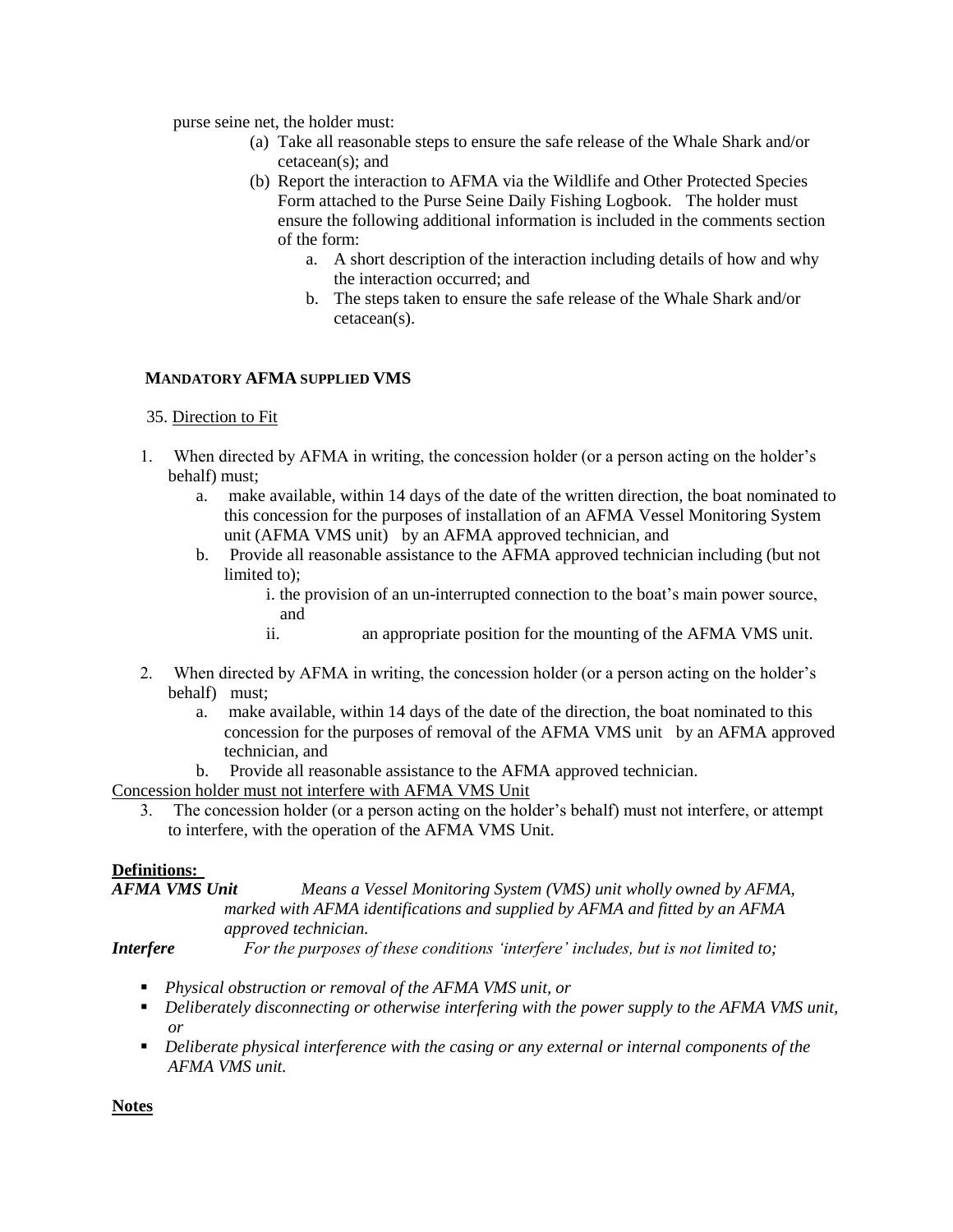purse seine net, the holder must:

(a) Take all reasonable steps to ensure the safe release of the Whale Shark and/or cetacean(s); and
(b) Report the interaction to AFMA via the Wildlife and Other Protected Species Form attached to the Purse Seine Daily Fishing Logbook. The holder must ensure the following additional information is included in the comments section of the form:
   a. A short description of the interaction including details of how and why the interaction occurred; and
   b. The steps taken to ensure the safe release of the Whale Shark and/or cetacean(s).

### MANDATORY AFMA SUPPLIED VMS

35. Direction to Fit

1. When directed by AFMA in writing, the concession holder (or a person acting on the holder's behalf) must;
   a. make available, within 14 days of the date of the written direction, the boat nominated to this concession for the purposes of installation of an AFMA Vessel Monitoring System unit (AFMA VMS unit) by an AFMA approved technician, and
   b. Provide all reasonable assistance to the AFMA approved technician including (but not limited to);
      i. the provision of an un-interrupted connection to the boat's main power source, and
      ii. an appropriate position for the mounting of the AFMA VMS unit.
2. When directed by AFMA in writing, the concession holder (or a person acting on the holder's behalf) must;
   a. make available, within 14 days of the date of the direction, the boat nominated to this concession for the purposes of removal of the AFMA VMS unit by an AFMA approved technician, and
   b. Provide all reasonable assistance to the AFMA approved technician.

Concession holder must not interfere with AFMA VMS Unit

3. The concession holder (or a person acting on the holder's behalf) must not interfere, or attempt to interfere, with the operation of the AFMA VMS Unit.

**Definitions:**

***AFMA VMS Unit*** *Means a Vessel Monitoring System (VMS) unit wholly owned by AFMA, marked with AFMA identifications and supplied by AFMA and fitted by an AFMA approved technician.*

***Interfere*** *For the purposes of these conditions 'interfere' includes, but is not limited to;*

- *Physical obstruction or removal of the AFMA VMS unit, or*
- *Deliberately disconnecting or otherwise interfering with the power supply to the AFMA VMS unit, or*
- *Deliberate physical interference with the casing or any external or internal components of the AFMA VMS unit.*

**Notes**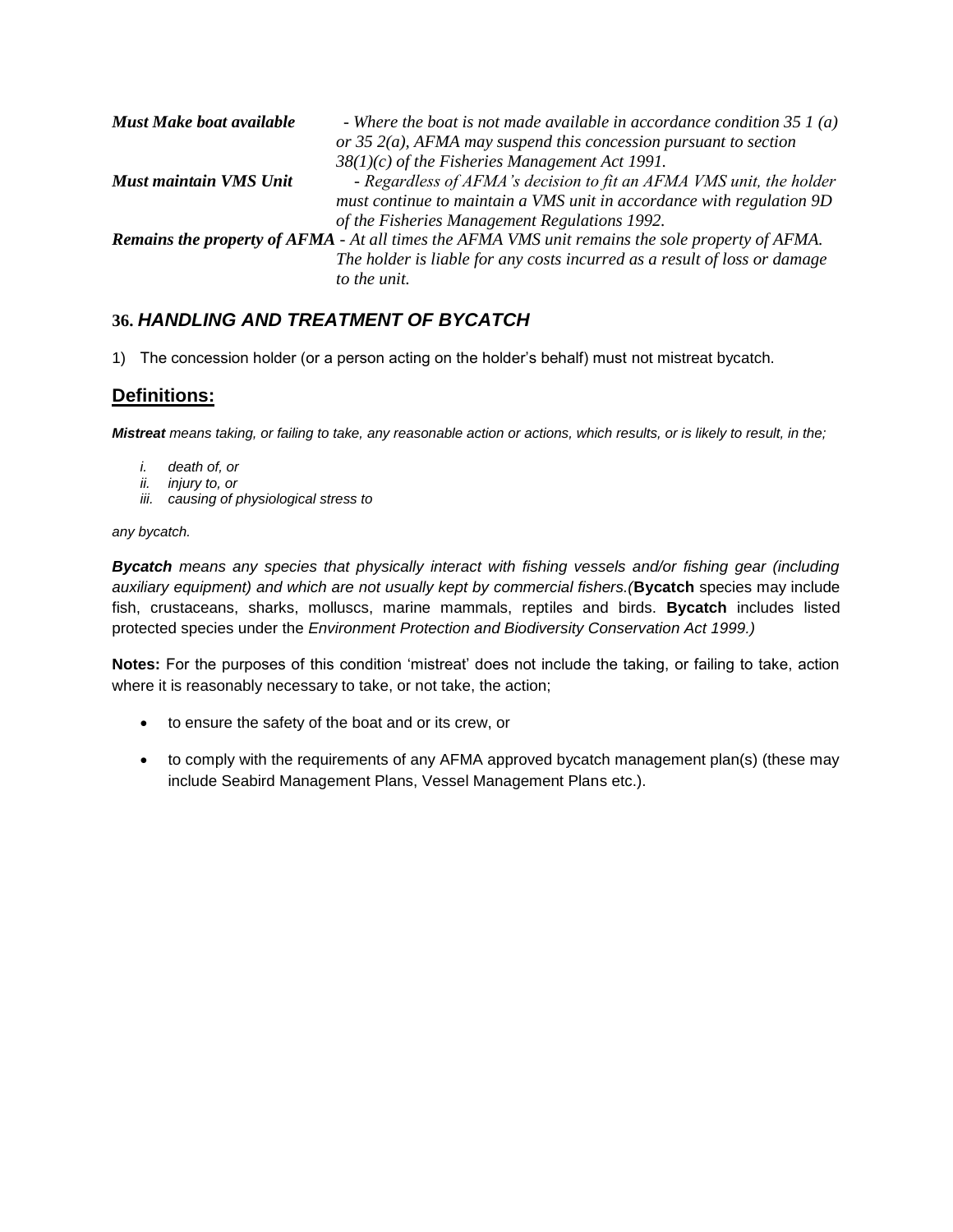***Must Make boat available*** - *Where the boat is not made available in accordance condition 35 1 (a) or 35 2(a), AFMA may suspend this concession pursuant to section 38(1)(c) of the Fisheries Management Act 1991.*

***Must maintain VMS Unit*** - *Regardless of AFMA's decision to fit an AFMA VMS unit, the holder must continue to maintain a VMS unit in accordance with regulation 9D of the Fisheries Management Regulations 1992.*

***Remains the property of AFMA*** - *At all times the AFMA VMS unit remains the sole property of AFMA. The holder is liable for any costs incurred as a result of loss or damage to the unit.*

## 36. *HANDLING AND TREATMENT OF BYCATCH*

1) The concession holder (or a person acting on the holder's behalf) must not mistreat bycatch.

## Definitions:

***Mistreat*** *means taking, or failing to take, any reasonable action or actions, which results, or is likely to result, in the;*

- *i. death of, or*
- *ii. injury to, or*
- *iii. causing of physiological stress to*

*any bycatch.*

***Bycatch*** *means any species that physically interact with fishing vessels and/or fishing gear (including auxiliary equipment) and which are not usually kept by commercial fishers.(* **Bycatch** species may include fish, crustaceans, sharks, molluscs, marine mammals, reptiles and birds. **Bycatch** includes listed protected species under the *Environment Protection and Biodiversity Conservation Act 1999.)*

**Notes:** For the purposes of this condition 'mistreat' does not include the taking, or failing to take, action where it is reasonably necessary to take, or not take, the action;

- to ensure the safety of the boat and or its crew, or
- to comply with the requirements of any AFMA approved bycatch management plan(s) (these may include Seabird Management Plans, Vessel Management Plans etc.).